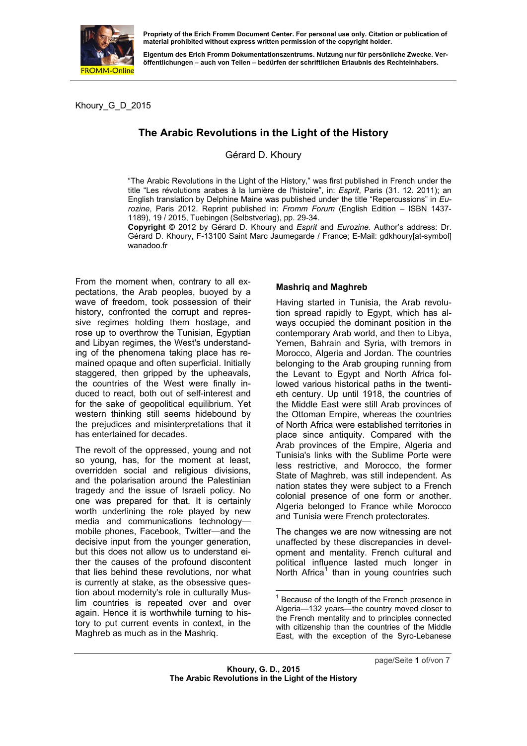Propriety of the Erich Fromm Document Center. For personal use only. Citation or publication of material prohibited without express written permission of the copyright holder.

Eigentum des Erich Fromm Dokumentationszentrums. Nutzung nur für persönliche Zwecke. Veröffentlichungen – auch von Teilen – bedürfen der schriftlichen Erlaubnis des Rechteinhabers.

Khoury_G_D_2015

# The Arabic Revolutions in the Light of the History

Gérard D. Khoury

"The Arabic Revolutions in the Light of the History," was first published in French under the title "Les révolutions arabes à la lumière de l'histoire", in: *Esprit*, Paris (31. 12. 2011); an English translation by Delphine Maine was published under the title "Repercussions" in *Eurozine*, Paris 2012. Reprint published in: *Fromm Forum* (English Edition – ISBN 1437-1189), 19 / 2015, Tuebingen (Selbstverlag), pp. 29-34.
**Copyright ©** 2012 by Gérard D. Khoury and *Esprit* and *Eurozine.* Author's address: Dr. Gérard D. Khoury, F-13100 Saint Marc Jaumegarde / France; E-Mail: gdkhoury[at-symbol] wanadoo.fr

From the moment when, contrary to all expectations, the Arab peoples, buoyed by a wave of freedom, took possession of their history, confronted the corrupt and repressive regimes holding them hostage, and rose up to overthrow the Tunisian, Egyptian and Libyan regimes, the West's understanding of the phenomena taking place has remained opaque and often superficial. Initially staggered, then gripped by the upheavals, the countries of the West were finally induced to react, both out of self-interest and for the sake of geopolitical equilibrium. Yet western thinking still seems hidebound by the prejudices and misinterpretations that it has entertained for decades.

The revolt of the oppressed, young and not so young, has, for the moment at least, overridden social and religious divisions, and the polarisation around the Palestinian tragedy and the issue of Israeli policy. No one was prepared for that. It is certainly worth underlining the role played by new media and communications technology—mobile phones, Facebook, Twitter—and the decisive input from the younger generation, but this does not allow us to understand either the causes of the profound discontent that lies behind these revolutions, nor what is currently at stake, as the obsessive question about modernity's role in culturally Muslim countries is repeated over and over again. Hence it is worthwhile turning to history to put current events in context, in the Maghreb as much as in the Mashriq.

**Mashriq and Maghreb**

Having started in Tunisia, the Arab revolution spread rapidly to Egypt, which has always occupied the dominant position in the contemporary Arab world, and then to Libya, Yemen, Bahrain and Syria, with tremors in Morocco, Algeria and Jordan. The countries belonging to the Arab grouping running from the Levant to Egypt and North Africa followed various historical paths in the twentieth century. Up until 1918, the countries of the Middle East were still Arab provinces of the Ottoman Empire, whereas the countries of North Africa were established territories in place since antiquity. Compared with the Arab provinces of the Empire, Algeria and Tunisia's links with the Sublime Porte were less restrictive, and Morocco, the former State of Maghreb, was still independent. As nation states they were subject to a French colonial presence of one form or another. Algeria belonged to France while Morocco and Tunisia were French protectorates.

The changes we are now witnessing are not unaffected by these discrepancies in development and mentality. French cultural and political influence lasted much longer in North Africa[1] than in young countries such

[1] Because of the length of the French presence in Algeria—132 years—the country moved closer to the French mentality and to principles connected with citizenship than the countries of the Middle East, with the exception of the Syro-Lebanese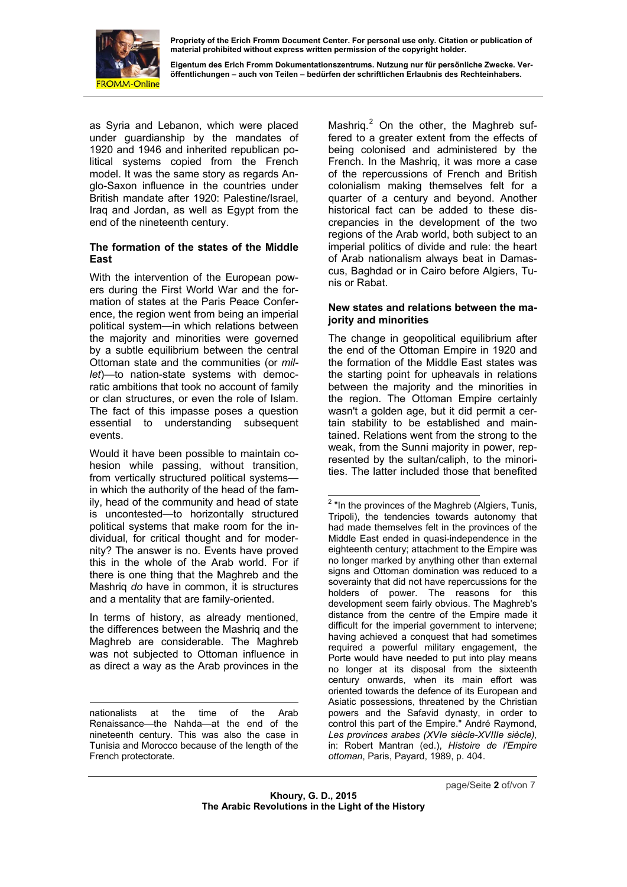as Syria and Lebanon, which were placed under guardianship by the mandates of 1920 and 1946 and inherited republican political systems copied from the French model. It was the same story as regards Anglo-Saxon influence in the countries under British mandate after 1920: Palestine/Israel, Iraq and Jordan, as well as Egypt from the end of the nineteenth century.

### The formation of the states of the Middle East

With the intervention of the European powers during the First World War and the formation of states at the Paris Peace Conference, the region went from being an imperial political system—in which relations between the majority and minorities were governed by a subtle equilibrium between the central Ottoman state and the communities (or *millet*)—to nation-state systems with democratic ambitions that took no account of family or clan structures, or even the role of Islam. The fact of this impasse poses a question essential to understanding subsequent events.

Would it have been possible to maintain cohesion while passing, without transition, from vertically structured political systems—in which the authority of the head of the family, head of the community and head of state is uncontested—to horizontally structured political systems that make room for the individual, for critical thought and for modernity? The answer is no. Events have proved this in the whole of the Arab world. For if there is one thing that the Maghreb and the Mashriq *do* have in common, it is structures and a mentality that are family-oriented.

In terms of history, as already mentioned, the differences between the Mashriq and the Maghreb are considerable. The Maghreb was not subjected to Ottoman influence in as direct a way as the Arab provinces in the Mashriq.[2] On the other, the Maghreb suffered to a greater extent from the effects of being colonised and administered by the French. In the Mashriq, it was more a case of the repercussions of French and British colonialism making themselves felt for a quarter of a century and beyond. Another historical fact can be added to these discrepancies in the development of the two regions of the Arab world, both subject to an imperial politics of divide and rule: the heart of Arab nationalism always beat in Damascus, Baghdad or in Cairo before Algiers, Tunis or Rabat.

### New states and relations between the majority and minorities

The change in geopolitical equilibrium after the end of the Ottoman Empire in 1920 and the formation of the Middle East states was the starting point for upheavals in relations between the majority and the minorities in the region. The Ottoman Empire certainly wasn't a golden age, but it did permit a certain stability to be established and maintained. Relations went from the strong to the weak, from the Sunni majority in power, represented by the sultan/caliph, to the minorities. The latter included those that benefited

---

nationalists at the time of the Arab Renaissance—the Nahda—at the end of the nineteenth century. This was also the case in Tunisia and Morocco because of the length of the French protectorate.

[2] "In the provinces of the Maghreb (Algiers, Tunis, Tripoli), the tendencies towards autonomy that had made themselves felt in the provinces of the Middle East ended in quasi-independence in the eighteenth century; attachment to the Empire was no longer marked by anything other than external signs and Ottoman domination was reduced to a soverainty that did not have repercussions for the holders of power. The reasons for this development seem fairly obvious. The Maghreb's distance from the centre of the Empire made it difficult for the imperial government to intervene; having achieved a conquest that had sometimes required a powerful military engagement, the Porte would have needed to put into play means no longer at its disposal from the sixteenth century onwards, when its main effort was oriented towards the defence of its European and Asiatic possessions, threatened by the Christian powers and the Safavid dynasty, in order to control this part of the Empire." André Raymond, *Les provinces arabes (XVIe siècle-XVIIIe siècle)*, in: Robert Mantran (ed.), *Histoire de l'Empire ottoman*, Paris, Payard, 1989, p. 404.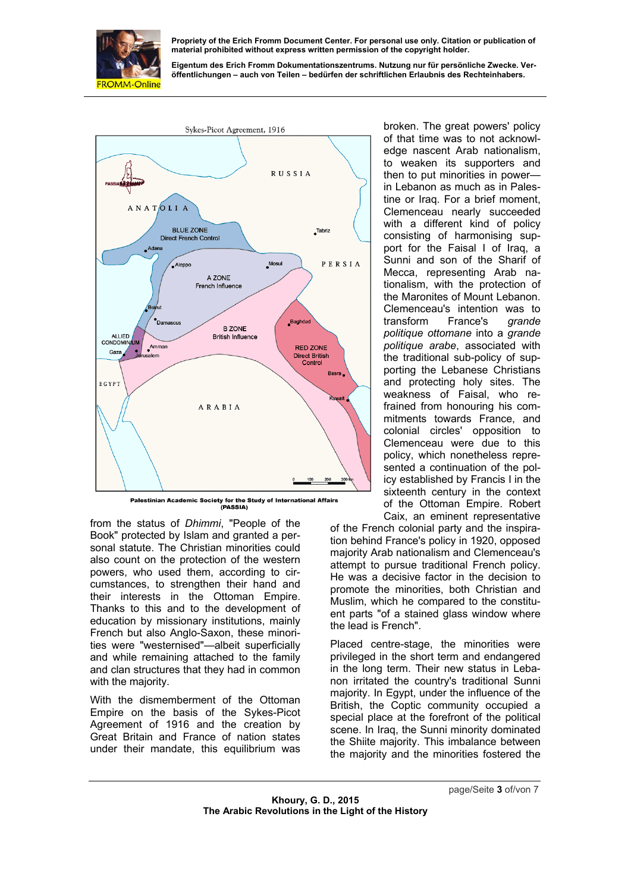from the status of *Dhimmi*, "People of the Book" protected by Islam and granted a personal statute. The Christian minorities could also count on the protection of the western powers, who used them, according to circumstances, to strengthen their hand and their interests in the Ottoman Empire. Thanks to this and to the development of education by missionary institutions, mainly French but also Anglo-Saxon, these minorities were "westernised"—albeit superficially and while remaining attached to the family and clan structures that they had in common with the majority.

With the dismemberment of the Ottoman Empire on the basis of the Sykes-Picot Agreement of 1916 and the creation by Great Britain and France of nation states under their mandate, this equilibrium was broken. The great powers' policy of that time was to not acknowledge nascent Arab nationalism, to weaken its supporters and then to put minorities in power—in Lebanon as much as in Palestine or Iraq. For a brief moment, Clemenceau nearly succeeded with a different kind of policy consisting of harmonising support for the Faisal I of Iraq, a Sunni and son of the Sharif of Mecca, representing Arab nationalism, with the protection of the Maronites of Mount Lebanon. Clemenceau's intention was to transform France's *grande politique ottomane* into a *grande politique arabe*, associated with the traditional sub-policy of supporting the Lebanese Christians and protecting holy sites. The weakness of Faisal, who refrained from honouring his commitments towards France, and colonial circles' opposition to Clemenceau were due to this policy, which nonetheless represented a continuation of the policy established by Francis I in the sixteenth century in the context of the Ottoman Empire. Robert Caix, an eminent representative of the French colonial party and the inspiration behind France's policy in 1920, opposed majority Arab nationalism and Clemenceau's attempt to pursue traditional French policy. He was a decisive factor in the decision to promote the minorities, both Christian and Muslim, which he compared to the constituent parts "of a stained glass window where the lead is French".

Placed centre-stage, the minorities were privileged in the short term and endangered in the long term. Their new status in Lebanon irritated the country's traditional Sunni majority. In Egypt, under the influence of the British, the Coptic community occupied a special place at the forefront of the political scene. In Iraq, the Sunni minority dominated the Shiite majority. This imbalance between the majority and the minorities fostered the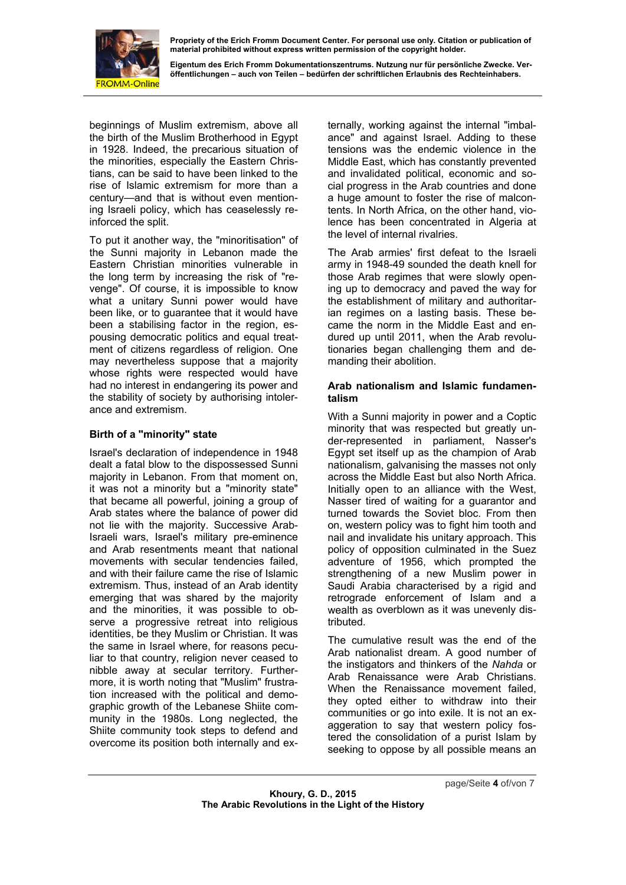beginnings of Muslim extremism, above all the birth of the Muslim Brotherhood in Egypt in 1928. Indeed, the precarious situation of the minorities, especially the Eastern Christians, can be said to have been linked to the rise of Islamic extremism for more than a century—and that is without even mentioning Israeli policy, which has ceaselessly reinforced the split.

To put it another way, the "minoritisation" of the Sunni majority in Lebanon made the Eastern Christian minorities vulnerable in the long term by increasing the risk of "revenge". Of course, it is impossible to know what a unitary Sunni power would have been like, or to guarantee that it would have been a stabilising factor in the region, espousing democratic politics and equal treatment of citizens regardless of religion. One may nevertheless suppose that a majority whose rights were respected would have had no interest in endangering its power and the stability of society by authorising intolerance and extremism.

**Birth of a "minority" state**

Israel's declaration of independence in 1948 dealt a fatal blow to the dispossessed Sunni majority in Lebanon. From that moment on, it was not a minority but a "minority state" that became all powerful, joining a group of Arab states where the balance of power did not lie with the majority. Successive Arab-Israeli wars, Israel's military pre-eminence and Arab resentments meant that national movements with secular tendencies failed, and with their failure came the rise of Islamic extremism. Thus, instead of an Arab identity emerging that was shared by the majority and the minorities, it was possible to observe a progressive retreat into religious identities, be they Muslim or Christian. It was the same in Israel where, for reasons peculiar to that country, religion never ceased to nibble away at secular territory. Furthermore, it is worth noting that "Muslim" frustration increased with the political and demographic growth of the Lebanese Shiite community in the 1980s. Long neglected, the Shiite community took steps to defend and overcome its position both internally and externally, working against the internal "imbalance" and against Israel. Adding to these tensions was the endemic violence in the Middle East, which has constantly prevented and invalidated political, economic and social progress in the Arab countries and done a huge amount to foster the rise of malcontents. In North Africa, on the other hand, violence has been concentrated in Algeria at the level of internal rivalries.

The Arab armies' first defeat to the Israeli army in 1948-49 sounded the death knell for those Arab regimes that were slowly opening up to democracy and paved the way for the establishment of military and authoritarian regimes on a lasting basis. These became the norm in the Middle East and endured up until 2011, when the Arab revolutionaries began challenging them and demanding their abolition.

**Arab nationalism and Islamic fundamentalism**

With a Sunni majority in power and a Coptic minority that was respected but greatly under-represented in parliament, Nasser's Egypt set itself up as the champion of Arab nationalism, galvanising the masses not only across the Middle East but also North Africa. Initially open to an alliance with the West, Nasser tired of waiting for a guarantor and turned towards the Soviet bloc. From then on, western policy was to fight him tooth and nail and invalidate his unitary approach. This policy of opposition culminated in the Suez adventure of 1956, which prompted the strengthening of a new Muslim power in Saudi Arabia characterised by a rigid and retrograde enforcement of Islam and a wealth as overblown as it was unevenly distributed.

The cumulative result was the end of the Arab nationalist dream. A good number of the instigators and thinkers of the *Nahda* or Arab Renaissance were Arab Christians. When the Renaissance movement failed, they opted either to withdraw into their communities or go into exile. It is not an exaggeration to say that western policy fostered the consolidation of a purist Islam by seeking to oppose by all possible means an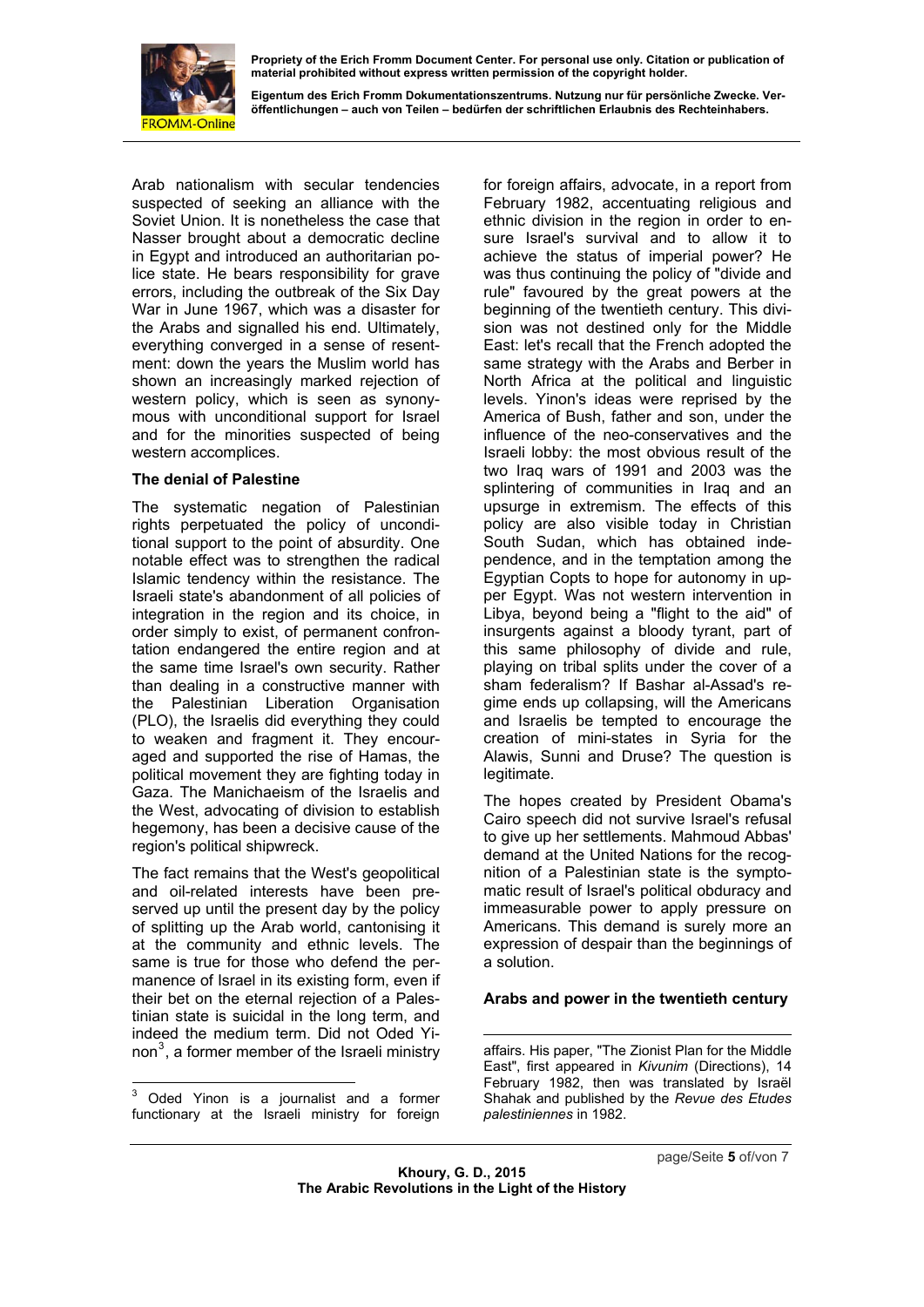Arab nationalism with secular tendencies suspected of seeking an alliance with the Soviet Union. It is nonetheless the case that Nasser brought about a democratic decline in Egypt and introduced an authoritarian police state. He bears responsibility for grave errors, including the outbreak of the Six Day War in June 1967, which was a disaster for the Arabs and signalled his end. Ultimately, everything converged in a sense of resentment: down the years the Muslim world has shown an increasingly marked rejection of western policy, which is seen as synonymous with unconditional support for Israel and for the minorities suspected of being western accomplices.

**The denial of Palestine**

The systematic negation of Palestinian rights perpetuated the policy of unconditional support to the point of absurdity. One notable effect was to strengthen the radical Islamic tendency within the resistance. The Israeli state's abandonment of all policies of integration in the region and its choice, in order simply to exist, of permanent confrontation endangered the entire region and at the same time Israel's own security. Rather than dealing in a constructive manner with the Palestinian Liberation Organisation (PLO), the Israelis did everything they could to weaken and fragment it. They encouraged and supported the rise of Hamas, the political movement they are fighting today in Gaza. The Manichaeism of the Israelis and the West, advocating of division to establish hegemony, has been a decisive cause of the region's political shipwreck.

The fact remains that the West's geopolitical and oil-related interests have been preserved up until the present day by the policy of splitting up the Arab world, cantonising it at the community and ethnic levels. The same is true for those who defend the permanence of Israel in its existing form, even if their bet on the eternal rejection of a Palestinian state is suicidal in the long term, and indeed the medium term. Did not Oded Yinon[3], a former member of the Israeli ministry for foreign affairs, advocate, in a report from February 1982, accentuating religious and ethnic division in the region in order to ensure Israel's survival and to allow it to achieve the status of imperial power? He was thus continuing the policy of "divide and rule" favoured by the great powers at the beginning of the twentieth century. This division was not destined only for the Middle East: let's recall that the French adopted the same strategy with the Arabs and Berber in North Africa at the political and linguistic levels. Yinon's ideas were reprised by the America of Bush, father and son, under the influence of the neo-conservatives and the Israeli lobby: the most obvious result of the two Iraq wars of 1991 and 2003 was the splintering of communities in Iraq and an upsurge in extremism. The effects of this policy are also visible today in Christian South Sudan, which has obtained independence, and in the temptation among the Egyptian Copts to hope for autonomy in upper Egypt. Was not western intervention in Libya, beyond being a "flight to the aid" of insurgents against a bloody tyrant, part of this same philosophy of divide and rule, playing on tribal splits under the cover of a sham federalism? If Bashar al-Assad's regime ends up collapsing, will the Americans and Israelis be tempted to encourage the creation of mini-states in Syria for the Alawis, Sunni and Druse? The question is legitimate.

The hopes created by President Obama's Cairo speech did not survive Israel's refusal to give up her settlements. Mahmoud Abbas' demand at the United Nations for the recognition of a Palestinian state is the symptomatic result of Israel's political obduracy and immeasurable power to apply pressure on Americans. This demand is surely more an expression of despair than the beginnings of a solution.

**Arabs and power in the twentieth century**

---

[3] Oded Yinon is a journalist and a former functionary at the Israeli ministry for foreign affairs. His paper, "The Zionist Plan for the Middle East", first appeared in *Kivunim* (Directions), 14 February 1982, then was translated by Israël Shahak and published by the *Revue des Etudes palestiniennes* in 1982.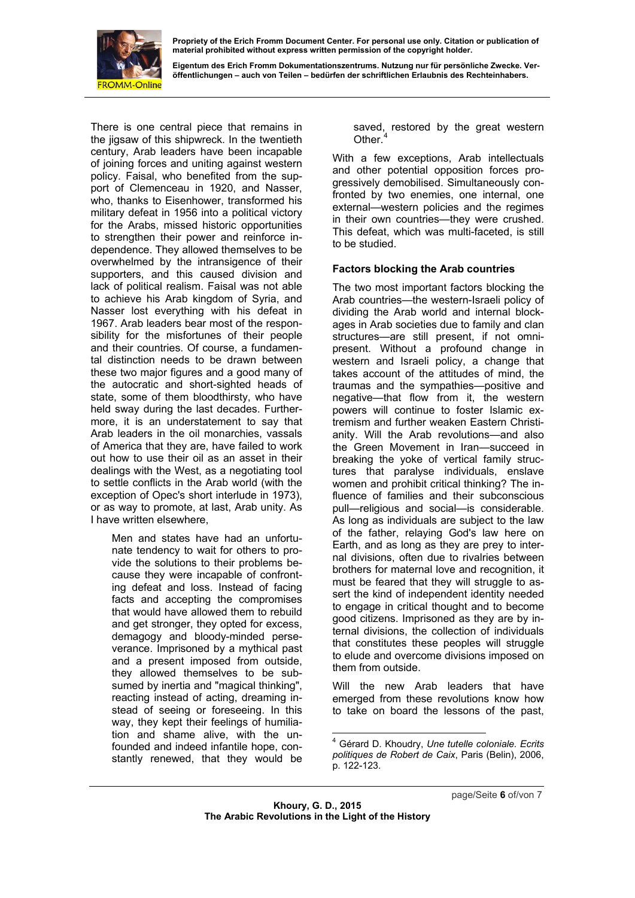There is one central piece that remains in the jigsaw of this shipwreck. In the twentieth century, Arab leaders have been incapable of joining forces and uniting against western policy. Faisal, who benefited from the support of Clemenceau in 1920, and Nasser, who, thanks to Eisenhower, transformed his military defeat in 1956 into a political victory for the Arabs, missed historic opportunities to strengthen their power and reinforce independence. They allowed themselves to be overwhelmed by the intransigence of their supporters, and this caused division and lack of political realism. Faisal was not able to achieve his Arab kingdom of Syria, and Nasser lost everything with his defeat in 1967. Arab leaders bear most of the responsibility for the misfortunes of their people and their countries. Of course, a fundamental distinction needs to be drawn between these two major figures and a good many of the autocratic and short-sighted heads of state, some of them bloodthirsty, who have held sway during the last decades. Furthermore, it is an understatement to say that Arab leaders in the oil monarchies, vassals of America that they are, have failed to work out how to use their oil as an asset in their dealings with the West, as a negotiating tool to settle conflicts in the Arab world (with the exception of Opec's short interlude in 1973), or as way to promote, at last, Arab unity. As I have written elsewhere,

> Men and states have had an unfortunate tendency to wait for others to provide the solutions to their problems because they were incapable of confronting defeat and loss. Instead of facing facts and accepting the compromises that would have allowed them to rebuild and get stronger, they opted for excess, demagogy and bloody-minded perseverance. Imprisoned by a mythical past and a present imposed from outside, they allowed themselves to be subsumed by inertia and "magical thinking", reacting instead of acting, dreaming instead of seeing or foreseeing. In this way, they kept their feelings of humiliation and shame alive, with the unfounded and indeed infantile hope, constantly renewed, that they would be saved, restored by the great western Other.[4]

With a few exceptions, Arab intellectuals and other potential opposition forces progressively demobilised. Simultaneously confronted by two enemies, one internal, one external—western policies and the regimes in their own countries—they were crushed. This defeat, which was multi-faceted, is still to be studied.

### Factors blocking the Arab countries

The two most important factors blocking the Arab countries—the western-Israeli policy of dividing the Arab world and internal blockages in Arab societies due to family and clan structures—are still present, if not omnipresent. Without a profound change in western and Israeli policy, a change that takes account of the attitudes of mind, the traumas and the sympathies—positive and negative—that flow from it, the western powers will continue to foster Islamic extremism and further weaken Eastern Christianity. Will the Arab revolutions—and also the Green Movement in Iran—succeed in breaking the yoke of vertical family structures that paralyse individuals, enslave women and prohibit critical thinking? The influence of families and their subconscious pull—religious and social—is considerable. As long as individuals are subject to the law of the father, relaying God's law here on Earth, and as long as they are prey to internal divisions, often due to rivalries between brothers for maternal love and recognition, it must be feared that they will struggle to assert the kind of independent identity needed to engage in critical thought and to become good citizens. Imprisoned as they are by internal divisions, the collection of individuals that constitutes these peoples will struggle to elude and overcome divisions imposed on them from outside.

Will the new Arab leaders that have emerged from these revolutions know how to take on board the lessons of the past,

---

[4] Gérard D. Khoudry, *Une tutelle coloniale. Ecrits politiques de Robert de Caix*, Paris (Belin), 2006, p. 122-123.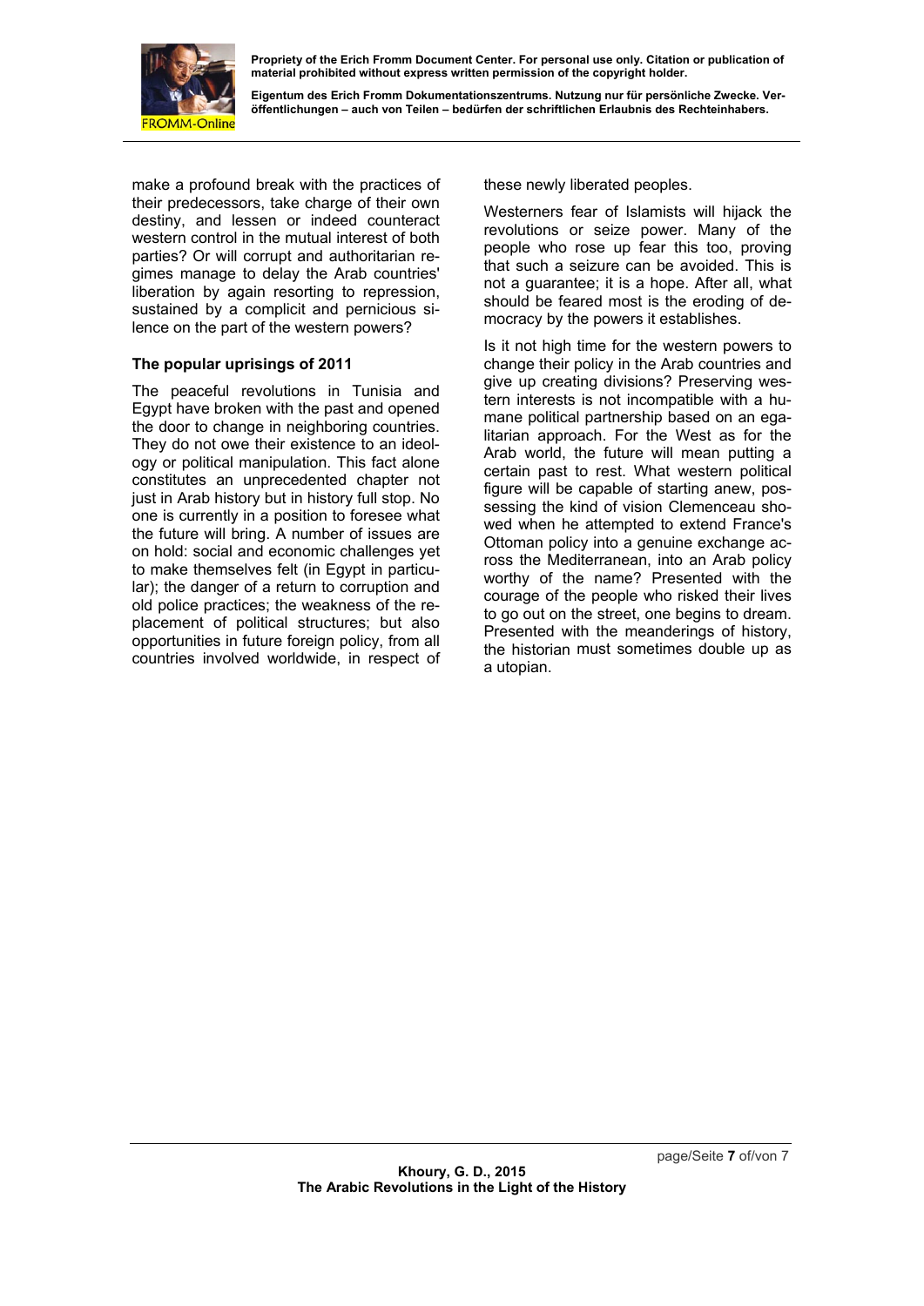make a profound break with the practices of their predecessors, take charge of their own destiny, and lessen or indeed counteract western control in the mutual interest of both parties? Or will corrupt and authoritarian regimes manage to delay the Arab countries' liberation by again resorting to repression, sustained by a complicit and pernicious silence on the part of the western powers?

**The popular uprisings of 2011**

The peaceful revolutions in Tunisia and Egypt have broken with the past and opened the door to change in neighboring countries. They do not owe their existence to an ideology or political manipulation. This fact alone constitutes an unprecedented chapter not just in Arab history but in history full stop. No one is currently in a position to foresee what the future will bring. A number of issues are on hold: social and economic challenges yet to make themselves felt (in Egypt in particular); the danger of a return to corruption and old police practices; the weakness of the replacement of political structures; but also opportunities in future foreign policy, from all countries involved worldwide, in respect of these newly liberated peoples.

Westerners fear of Islamists will hijack the revolutions or seize power. Many of the people who rose up fear this too, proving that such a seizure can be avoided. This is not a guarantee; it is a hope. After all, what should be feared most is the eroding of democracy by the powers it establishes.

Is it not high time for the western powers to change their policy in the Arab countries and give up creating divisions? Preserving western interests is not incompatible with a humane political partnership based on an egalitarian approach. For the West as for the Arab world, the future will mean putting a certain past to rest. What western political figure will be capable of starting anew, possessing the kind of vision Clemenceau showed when he attempted to extend France's Ottoman policy into a genuine exchange across the Mediterranean, into an Arab policy worthy of the name? Presented with the courage of the people who risked their lives to go out on the street, one begins to dream. Presented with the meanderings of history, the historian must sometimes double up as a utopian.